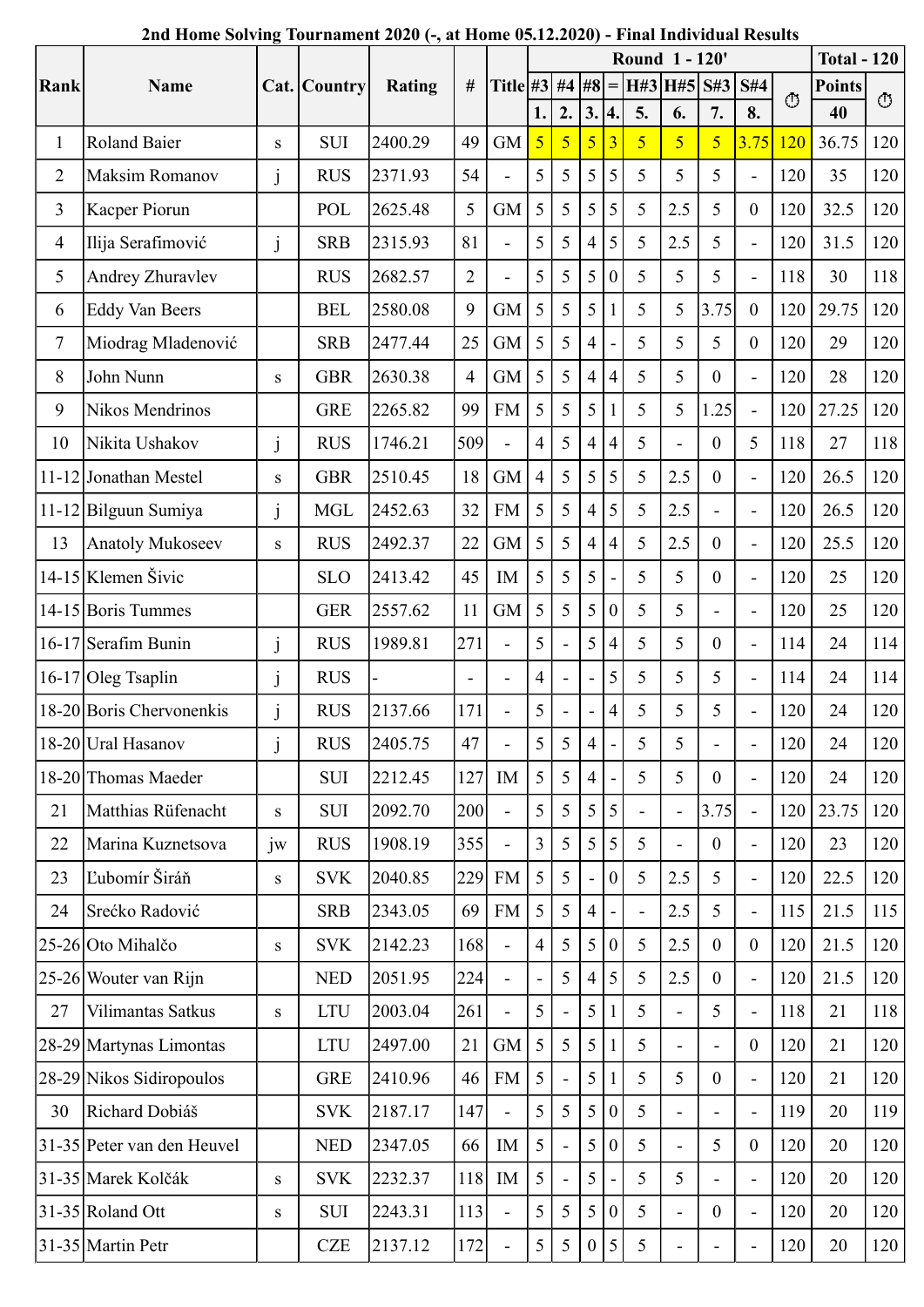**2nd Home Solving Tournament 2020 (-, at Home 05.12.2020) - Final Individual Results**

| Rank | Name | Cat. | Country | Rating | # | Title | Round 1 - 120' | | | | | | | | | Total - 120 | |
|---|---|---|---|---|---|---|---|---|---|---|---|---|---|---|---|---|---|
| | | | | | | | #3 | #4 | #8 | = | H#3 | H#5 | S#3 | S#4 | ⏱ | Points | ⏱ |
| | | | | | | | 1. | 2. | 3. | 4. | 5. | 6. | 7. | 8. | | 40 | |
| 1 | Roland Baier | s | SUI | 2400.29 | 49 | GM | 5 | 5 | 5 | 3 | 5 | 5 | 5 | 3.75 | 120 | 36.75 | 120 |
| 2 | Maksim Romanov | j | RUS | 2371.93 | 54 | - | 5 | 5 | 5 | 5 | 5 | 5 | 5 | - | 120 | 35 | 120 |
| 3 | Kacper Piorun | | POL | 2625.48 | 5 | GM | 5 | 5 | 5 | 5 | 5 | 2.5 | 5 | 0 | 120 | 32.5 | 120 |
| 4 | Ilija Serafimović | j | SRB | 2315.93 | 81 | - | 5 | 5 | 4 | 5 | 5 | 2.5 | 5 | - | 120 | 31.5 | 120 |
| 5 | Andrey Zhuravlev | | RUS | 2682.57 | 2 | - | 5 | 5 | 5 | 0 | 5 | 5 | 5 | - | 118 | 30 | 118 |
| 6 | Eddy Van Beers | | BEL | 2580.08 | 9 | GM | 5 | 5 | 5 | 1 | 5 | 5 | 3.75 | 0 | 120 | 29.75 | 120 |
| 7 | Miodrag Mladenović | | SRB | 2477.44 | 25 | GM | 5 | 5 | 4 | - | 5 | 5 | 5 | 0 | 120 | 29 | 120 |
| 8 | John Nunn | s | GBR | 2630.38 | 4 | GM | 5 | 5 | 4 | 4 | 5 | 5 | 0 | - | 120 | 28 | 120 |
| 9 | Nikos Mendrinos | | GRE | 2265.82 | 99 | FM | 5 | 5 | 5 | 1 | 5 | 5 | 1.25 | - | 120 | 27.25 | 120 |
| 10 | Nikita Ushakov | j | RUS | 1746.21 | 509 | - | 4 | 5 | 4 | 4 | 5 | - | 0 | 5 | 118 | 27 | 118 |
| 11-12 | Jonathan Mestel | s | GBR | 2510.45 | 18 | GM | 4 | 5 | 5 | 5 | 5 | 2.5 | 0 | - | 120 | 26.5 | 120 |
| 11-12 | Bilguun Sumiya | j | MGL | 2452.63 | 32 | FM | 5 | 5 | 4 | 5 | 5 | 2.5 | - | - | 120 | 26.5 | 120 |
| 13 | Anatoly Mukoseev | s | RUS | 2492.37 | 22 | GM | 5 | 5 | 4 | 4 | 5 | 2.5 | 0 | - | 120 | 25.5 | 120 |
| 14-15 | Klemen Šivic | | SLO | 2413.42 | 45 | IM | 5 | 5 | 5 | - | 5 | 5 | 0 | - | 120 | 25 | 120 |
| 14-15 | Boris Tummes | | GER | 2557.62 | 11 | GM | 5 | 5 | 5 | 0 | 5 | 5 | - | - | 120 | 25 | 120 |
| 16-17 | Serafim Bunin | j | RUS | 1989.81 | 271 | - | 5 | - | 5 | 4 | 5 | 5 | 0 | - | 114 | 24 | 114 |
| 16-17 | Oleg Tsaplin | j | RUS | - | - | - | 4 | - | - | 5 | 5 | 5 | 5 | - | 114 | 24 | 114 |
| 18-20 | Boris Chervonenkis | j | RUS | 2137.66 | 171 | - | 5 | - | - | 4 | 5 | 5 | 5 | - | 120 | 24 | 120 |
| 18-20 | Ural Hasanov | j | RUS | 2405.75 | 47 | - | 5 | 5 | 4 | - | 5 | 5 | - | - | 120 | 24 | 120 |
| 18-20 | Thomas Maeder | | SUI | 2212.45 | 127 | IM | 5 | 5 | 4 | - | 5 | 5 | 0 | - | 120 | 24 | 120 |
| 21 | Matthias Rüfenacht | s | SUI | 2092.70 | 200 | - | 5 | 5 | 5 | 5 | - | - | 3.75 | - | 120 | 23.75 | 120 |
| 22 | Marina Kuznetsova | jw | RUS | 1908.19 | 355 | - | 3 | 5 | 5 | 5 | 5 | - | 0 | - | 120 | 23 | 120 |
| 23 | Ľubomír Širáň | s | SVK | 2040.85 | 229 | FM | 5 | 5 | - | 0 | 5 | 2.5 | 5 | - | 120 | 22.5 | 120 |
| 24 | Srećko Radović | | SRB | 2343.05 | 69 | FM | 5 | 5 | 4 | - | - | 2.5 | 5 | - | 115 | 21.5 | 115 |
| 25-26 | Oto Mihalčo | s | SVK | 2142.23 | 168 | - | 4 | 5 | 5 | 0 | 5 | 2.5 | 0 | 0 | 120 | 21.5 | 120 |
| 25-26 | Wouter van Rijn | | NED | 2051.95 | 224 | - | - | 5 | 4 | 5 | 5 | 2.5 | 0 | - | 120 | 21.5 | 120 |
| 27 | Vilimantas Satkus | s | LTU | 2003.04 | 261 | - | 5 | - | 5 | 1 | 5 | - | 5 | - | 118 | 21 | 118 |
| 28-29 | Martynas Limontas | | LTU | 2497.00 | 21 | GM | 5 | 5 | 5 | 1 | 5 | - | - | 0 | 120 | 21 | 120 |
| 28-29 | Nikos Sidiropoulos | | GRE | 2410.96 | 46 | FM | 5 | - | 5 | 1 | 5 | 5 | 0 | - | 120 | 21 | 120 |
| 30 | Richard Dobiáš | | SVK | 2187.17 | 147 | - | 5 | 5 | 5 | 0 | 5 | - | - | - | 119 | 20 | 119 |
| 31-35 | Peter van den Heuvel | | NED | 2347.05 | 66 | IM | 5 | - | 5 | 0 | 5 | - | 5 | 0 | 120 | 20 | 120 |
| 31-35 | Marek Kolčák | s | SVK | 2232.37 | 118 | IM | 5 | - | 5 | - | 5 | 5 | - | - | 120 | 20 | 120 |
| 31-35 | Roland Ott | s | SUI | 2243.31 | 113 | - | 5 | 5 | 5 | 0 | 5 | - | 0 | - | 120 | 20 | 120 |
| 31-35 | Martin Petr | | CZE | 2137.12 | 172 | - | 5 | 5 | 0 | 5 | 5 | - | - | - | 120 | 20 | 120 |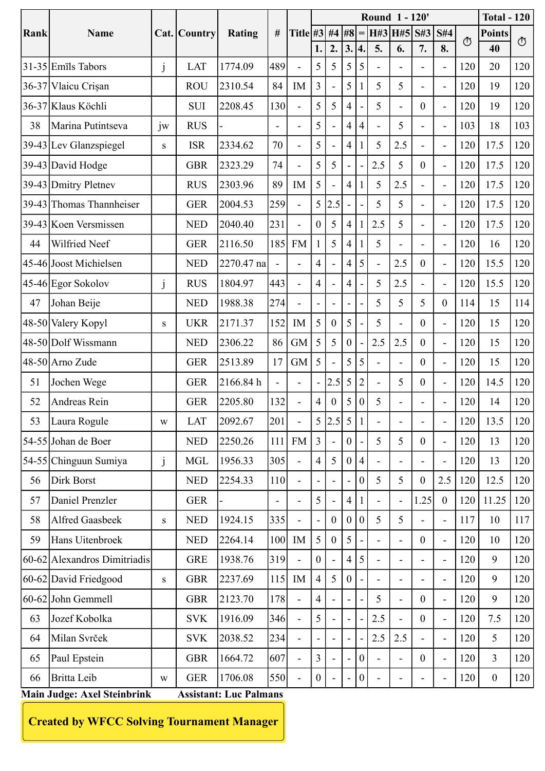| Rank | Name | Cat. | Country | Rating | # | Title | Round 1 - 120' | | | | | | | | | Total - 120 | |
|---|---|---|---|---|---|---|---|---|---|---|---|---|---|---|---|---|---|
| | | | | | | | #3 | #4 | #8 | = | H#3 | H#5 | S#3 | S#4 | ⏱ | Points | ⏱ |
| | | | | | | | 1. | 2. | 3. | 4. | 5. | 6. | 7. | 8. | | 40 | |
| 31-35 | Emīls Tabors | j | LAT | 1774.09 | 489 | - | 5 | 5 | 5 | 5 | - | - | - | - | 120 | 20 | 120 |
| 36-37 | Vlaicu Crișan | | ROU | 2310.54 | 84 | IM | 3 | - | 5 | 1 | 5 | 5 | - | - | 120 | 19 | 120 |
| 36-37 | Klaus Köchli | | SUI | 2208.45 | 130 | - | 5 | 5 | 4 | - | 5 | - | 0 | - | 120 | 19 | 120 |
| 38 | Marina Putintseva | jw | RUS | - | - | - | 5 | - | 4 | 4 | - | 5 | - | - | 103 | 18 | 103 |
| 39-43 | Lev Glanzspiegel | s | ISR | 2334.62 | 70 | - | 5 | - | 4 | 1 | 5 | 2.5 | - | - | 120 | 17.5 | 120 |
| 39-43 | David Hodge | | GBR | 2323.29 | 74 | - | 5 | 5 | - | - | 2.5 | 5 | 0 | - | 120 | 17.5 | 120 |
| 39-43 | Dmitry Pletnev | | RUS | 2303.96 | 89 | IM | 5 | - | 4 | 1 | 5 | 2.5 | - | - | 120 | 17.5 | 120 |
| 39-43 | Thomas Thannheiser | | GER | 2004.53 | 259 | - | 5 | 2.5 | - | - | 5 | 5 | - | - | 120 | 17.5 | 120 |
| 39-43 | Koen Versmissen | | NED | 2040.40 | 231 | - | 0 | 5 | 4 | 1 | 2.5 | 5 | - | - | 120 | 17.5 | 120 |
| 44 | Wilfried Neef | | GER | 2116.50 | 185 | FM | 1 | 5 | 4 | 1 | 5 | - | - | - | 120 | 16 | 120 |
| 45-46 | Joost Michielsen | | NED | 2270.47 na | - | - | 4 | - | 4 | 5 | - | 2.5 | 0 | - | 120 | 15.5 | 120 |
| 45-46 | Egor Sokolov | j | RUS | 1804.97 | 443 | - | 4 | - | 4 | - | 5 | 2.5 | - | - | 120 | 15.5 | 120 |
| 47 | Johan Beije | | NED | 1988.38 | 274 | - | - | - | - | - | 5 | 5 | 5 | 0 | 114 | 15 | 114 |
| 48-50 | Valery Kopyl | s | UKR | 2171.37 | 152 | IM | 5 | 0 | 5 | - | 5 | - | 0 | - | 120 | 15 | 120 |
| 48-50 | Dolf Wissmann | | NED | 2306.22 | 86 | GM | 5 | 5 | 0 | - | 2.5 | 2.5 | 0 | - | 120 | 15 | 120 |
| 48-50 | Arno Zude | | GER | 2513.89 | 17 | GM | 5 | - | 5 | 5 | - | - | 0 | - | 120 | 15 | 120 |
| 51 | Jochen Wege | | GER | 2166.84 h | - | - | - | 2.5 | 5 | 2 | - | 5 | 0 | - | 120 | 14.5 | 120 |
| 52 | Andreas Rein | | GER | 2205.80 | 132 | - | 4 | 0 | 5 | 0 | 5 | - | - | - | 120 | 14 | 120 |
| 53 | Laura Rogule | w | LAT | 2092.67 | 201 | - | 5 | 2.5 | 5 | 1 | - | - | - | - | 120 | 13.5 | 120 |
| 54-55 | Johan de Boer | | NED | 2250.26 | 111 | FM | 3 | - | 0 | - | 5 | 5 | 0 | - | 120 | 13 | 120 |
| 54-55 | Chinguun Sumiya | j | MGL | 1956.33 | 305 | - | 4 | 5 | 0 | 4 | - | - | - | - | 120 | 13 | 120 |
| 56 | Dirk Borst | | NED | 2254.33 | 110 | - | - | - | - | 0 | 5 | 5 | 0 | 2.5 | 120 | 12.5 | 120 |
| 57 | Daniel Prenzler | | GER | - | - | - | 5 | - | 4 | 1 | - | - | 1.25 | 0 | 120 | 11.25 | 120 |
| 58 | Alfred Gaasbeek | s | NED | 1924.15 | 335 | - | - | 0 | 0 | 0 | 5 | 5 | - | - | 117 | 10 | 117 |
| 59 | Hans Uitenbroek | | NED | 2264.14 | 100 | IM | 5 | 0 | 5 | - | - | - | 0 | - | 120 | 10 | 120 |
| 60-62 | Alexandros Dimitriadis | | GRE | 1938.76 | 319 | - | 0 | - | 4 | 5 | - | - | - | - | 120 | 9 | 120 |
| 60-62 | David Friedgood | s | GBR | 2237.69 | 115 | IM | 4 | 5 | 0 | - | - | - | - | - | 120 | 9 | 120 |
| 60-62 | John Gemmell | | GBR | 2123.70 | 178 | - | 4 | - | - | - | 5 | - | 0 | - | 120 | 9 | 120 |
| 63 | Jozef Kobolka | | SVK | 1916.09 | 346 | - | 5 | - | - | - | 2.5 | - | 0 | - | 120 | 7.5 | 120 |
| 64 | Milan Svrček | | SVK | 2038.52 | 234 | - | - | - | - | - | 2.5 | 2.5 | - | - | 120 | 5 | 120 |
| 65 | Paul Epstein | | GBR | 1664.72 | 607 | - | 3 | - | - | 0 | - | - | 0 | - | 120 | 3 | 120 |
| 66 | Britta Leib | w | GER | 1706.08 | 550 | - | 0 | - | - | 0 | - | - | - | - | 120 | 0 | 120 |

**Main Judge: Axel Steinbrink** **Assistant: Luc Palmans**

**Created by WFCC Solving Tournament Manager**